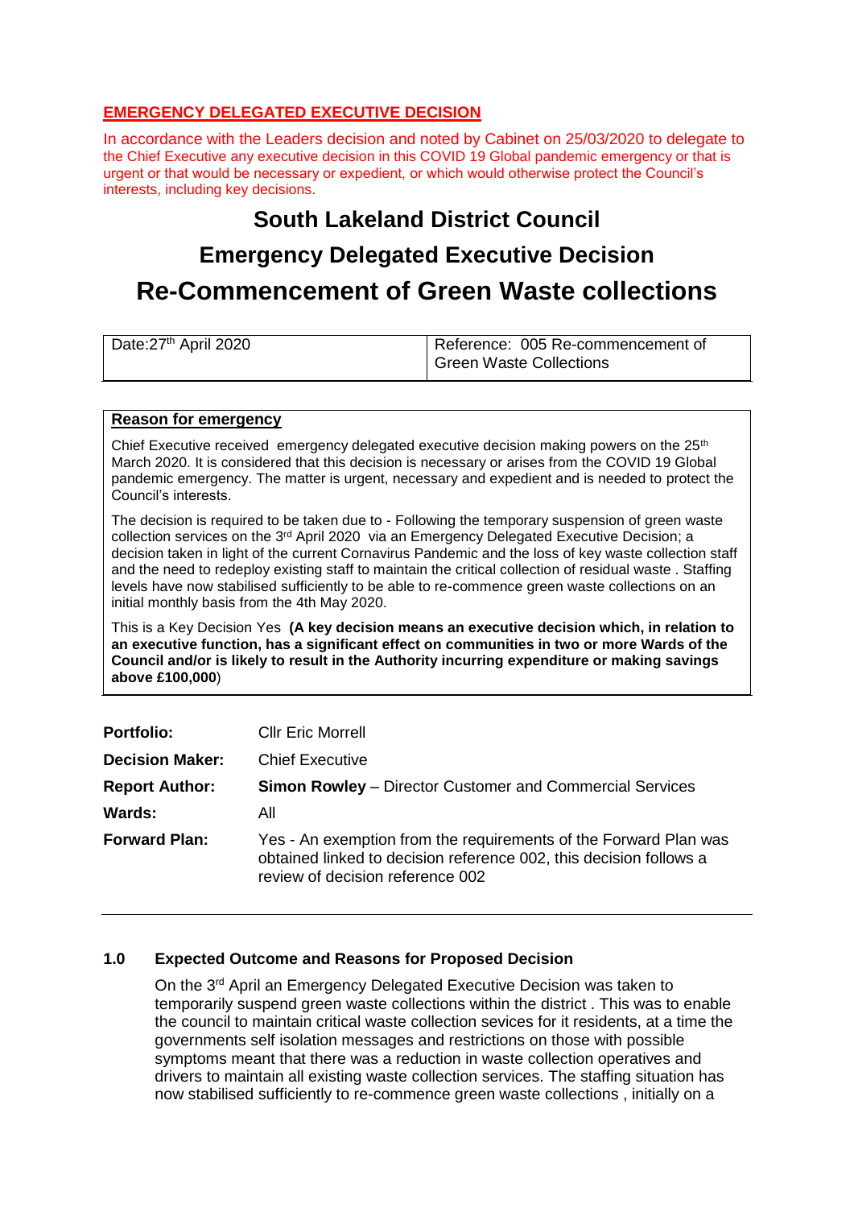**EMERGENCY DELEGATED EXECUTIVE DECISION**

In accordance with the Leaders decision and noted by Cabinet on 25/03/2020 to delegate to the Chief Executive any executive decision in this COVID 19 Global pandemic emergency or that is urgent or that would be necessary or expedient, or which would otherwise protect the Council's interests, including key decisions.

# South Lakeland District Council

# Emergency Delegated Executive Decision

# Re-Commencement of Green Waste collections

| Date:27th April 2020 | Reference: 005 Re-commencement of Green Waste Collections |
|---|---|

**Reason for emergency**

Chief Executive received emergency delegated executive decision making powers on the 25th March 2020. It is considered that this decision is necessary or arises from the COVID 19 Global pandemic emergency. The matter is urgent, necessary and expedient and is needed to protect the Council's interests.

The decision is required to be taken due to - Following the temporary suspension of green waste collection services on the 3rd April 2020 via an Emergency Delegated Executive Decision; a decision taken in light of the current Cornavirus Pandemic and the loss of key waste collection staff and the need to redeploy existing staff to maintain the critical collection of residual waste . Staffing levels have now stabilised sufficiently to be able to re-commence green waste collections on an initial monthly basis from the 4th May 2020.

This is a Key Decision Yes **(A key decision means an executive decision which, in relation to an executive function, has a significant effect on communities in two or more Wards of the Council and/or is likely to result in the Authority incurring expenditure or making savings above £100,000**)

| | |
|---|---|
| **Portfolio:** | Cllr Eric Morrell |
| **Decision Maker:** | Chief Executive |
| **Report Author:** | **Simon Rowley** – Director Customer and Commercial Services |
| **Wards:** | All |
| **Forward Plan:** | Yes - An exemption from the requirements of the Forward Plan was obtained linked to decision reference 002, this decision follows a review of decision reference 002 |

## 1.0 Expected Outcome and Reasons for Proposed Decision

On the 3rd April an Emergency Delegated Executive Decision was taken to temporarily suspend green waste collections within the district . This was to enable the council to maintain critical waste collection sevices for it residents, at a time the governments self isolation messages and restrictions on those with possible symptoms meant that there was a reduction in waste collection operatives and drivers to maintain all existing waste collection services. The staffing situation has now stabilised sufficiently to re-commence green waste collections , initially on a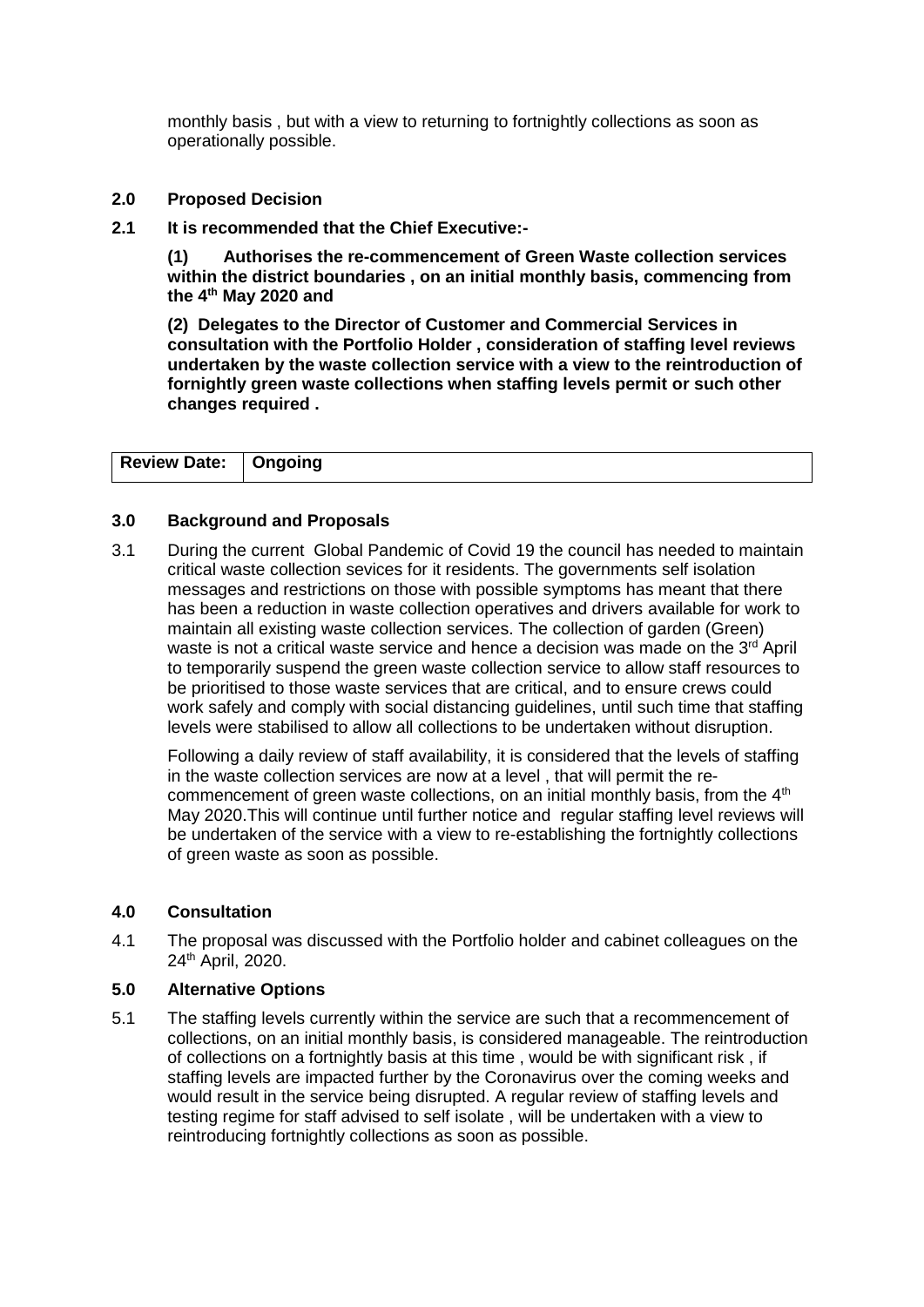monthly basis , but with a view to returning to fortnightly collections as soon as operationally possible.

## 2.0 Proposed Decision

**2.1 It is recommended that the Chief Executive:-**

**(1) Authorises the re-commencement of Green Waste collection services within the district boundaries , on an initial monthly basis, commencing from the 4th May 2020 and**

**(2) Delegates to the Director of Customer and Commercial Services in consultation with the Portfolio Holder , consideration of staffing level reviews undertaken by the waste collection service with a view to the reintroduction of fornightly green waste collections when staffing levels permit or such other changes required .**

| **Review Date:** | **Ongoing** |
|---|---|

## 3.0 Background and Proposals

3.1 During the current Global Pandemic of Covid 19 the council has needed to maintain critical waste collection sevices for it residents. The governments self isolation messages and restrictions on those with possible symptoms has meant that there has been a reduction in waste collection operatives and drivers available for work to maintain all existing waste collection services. The collection of garden (Green) waste is not a critical waste service and hence a decision was made on the 3rd April to temporarily suspend the green waste collection service to allow staff resources to be prioritised to those waste services that are critical, and to ensure crews could work safely and comply with social distancing guidelines, until such time that staffing levels were stabilised to allow all collections to be undertaken without disruption.

Following a daily review of staff availability, it is considered that the levels of staffing in the waste collection services are now at a level , that will permit the re-commencement of green waste collections, on an initial monthly basis, from the 4th May 2020.This will continue until further notice and regular staffing level reviews will be undertaken of the service with a view to re-establishing the fortnightly collections of green waste as soon as possible.

## 4.0 Consultation

4.1 The proposal was discussed with the Portfolio holder and cabinet colleagues on the 24th April, 2020.

## 5.0 Alternative Options

5.1 The staffing levels currently within the service are such that a recommencement of collections, on an initial monthly basis, is considered manageable. The reintroduction of collections on a fortnightly basis at this time , would be with significant risk , if staffing levels are impacted further by the Coronavirus over the coming weeks and would result in the service being disrupted. A regular review of staffing levels and testing regime for staff advised to self isolate , will be undertaken with a view to reintroducing fortnightly collections as soon as possible.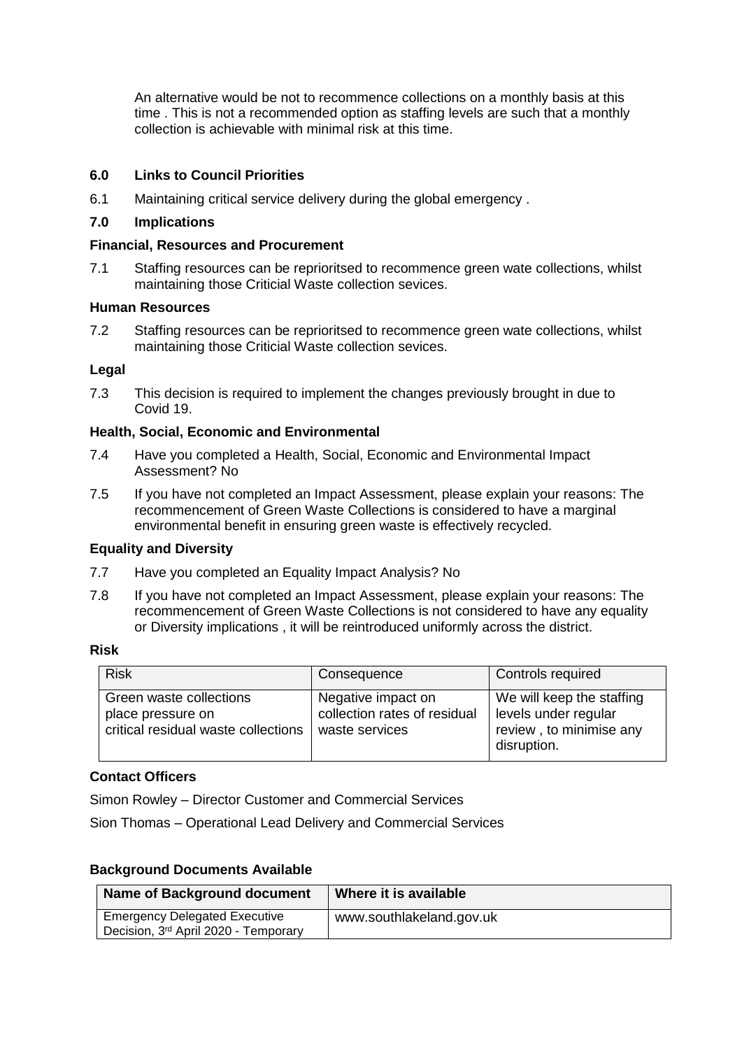An alternative would be not to recommence collections on a monthly basis at this time . This is not a recommended option as staffing levels are such that a monthly collection is achievable with minimal risk at this time.

## 6.0 Links to Council Priorities

6.1 Maintaining critical service delivery during the global emergency .

## 7.0 Implications

### Financial, Resources and Procurement

7.1 Staffing resources can be reprioritsed to recommence green wate collections, whilst maintaining those Criticial Waste collection sevices.

### Human Resources

7.2 Staffing resources can be reprioritsed to recommence green wate collections, whilst maintaining those Criticial Waste collection sevices.

### Legal

7.3 This decision is required to implement the changes previously brought in due to Covid 19.

### Health, Social, Economic and Environmental

7.4 Have you completed a Health, Social, Economic and Environmental Impact Assessment? No

7.5 If you have not completed an Impact Assessment, please explain your reasons: The recommencement of Green Waste Collections is considered to have a marginal environmental benefit in ensuring green waste is effectively recycled.

### Equality and Diversity

7.7 Have you completed an Equality Impact Analysis? No

7.8 If you have not completed an Impact Assessment, please explain your reasons: The recommencement of Green Waste Collections is not considered to have any equality or Diversity implications , it will be reintroduced uniformly across the district.

### Risk

| Risk | Consequence | Controls required |
|---|---|---|
| Green waste collections place pressure on critical residual waste collections | Negative impact on collection rates of residual waste services | We will keep the staffing levels under regular review , to minimise any disruption. |

### Contact Officers

Simon Rowley – Director Customer and Commercial Services

Sion Thomas – Operational Lead Delivery and Commercial Services

### Background Documents Available

| Name of Background document | Where it is available |
|---|---|
| Emergency Delegated Executive Decision, 3rd April 2020 - Temporary | www.southlakeland.gov.uk |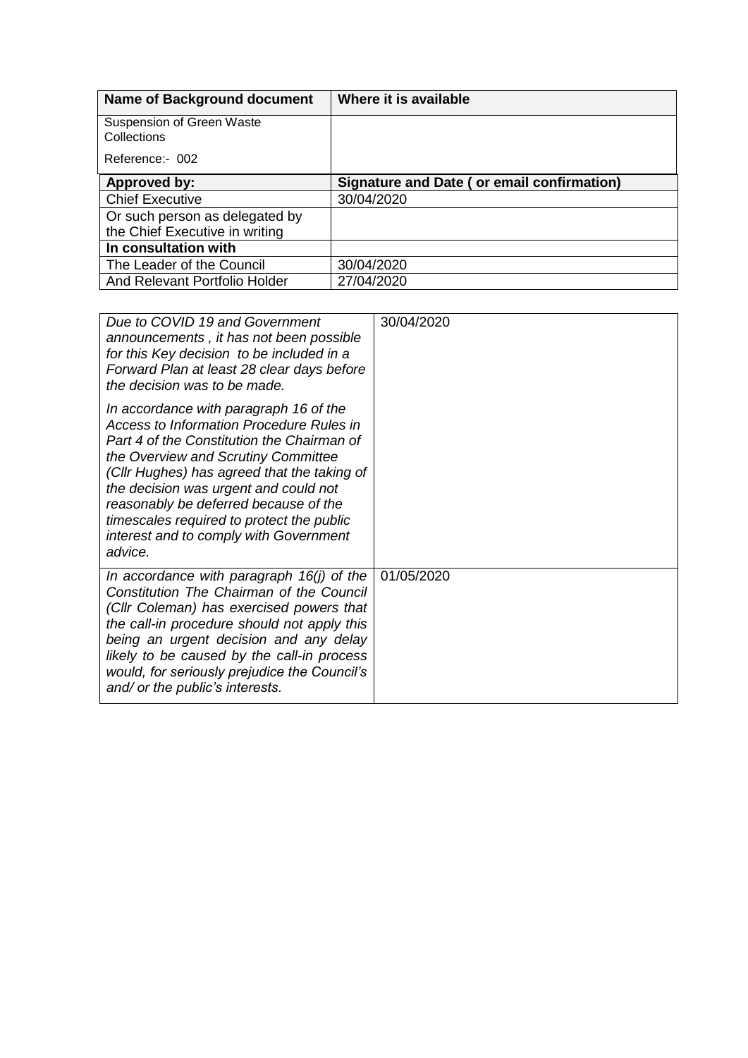| **Name of Background document** | **Where it is available** |
|---|---|
| Suspension of Green Waste Collections<br><br>Reference:- 002 | |
| **Approved by:** | **Signature and Date ( or email confirmation)** |
| Chief Executive | 30/04/2020 |
| Or such person as delegated by the Chief Executive in writing | |
| **In consultation with** | |
| The Leader of the Council | 30/04/2020 |
| And Relevant Portfolio Holder | 27/04/2020 |

| | |
|---|---|
| *Due to COVID 19 and Government announcements , it has not been possible for this Key decision to be included in a Forward Plan at least 28 clear days before the decision was to be made.*<br><br>*In accordance with paragraph 16 of the Access to Information Procedure Rules in Part 4 of the Constitution the Chairman of the Overview and Scrutiny Committee (Cllr Hughes) has agreed that the taking of the decision was urgent and could not reasonably be deferred because of the timescales required to protect the public interest and to comply with Government advice.* | 30/04/2020 |
| *In accordance with paragraph 16(j) of the Constitution The Chairman of the Council (Cllr Coleman) has exercised powers that the call-in procedure should not apply this being an urgent decision and any delay likely to be caused by the call-in process would, for seriously prejudice the Council's and/ or the public's interests.* | 01/05/2020 |